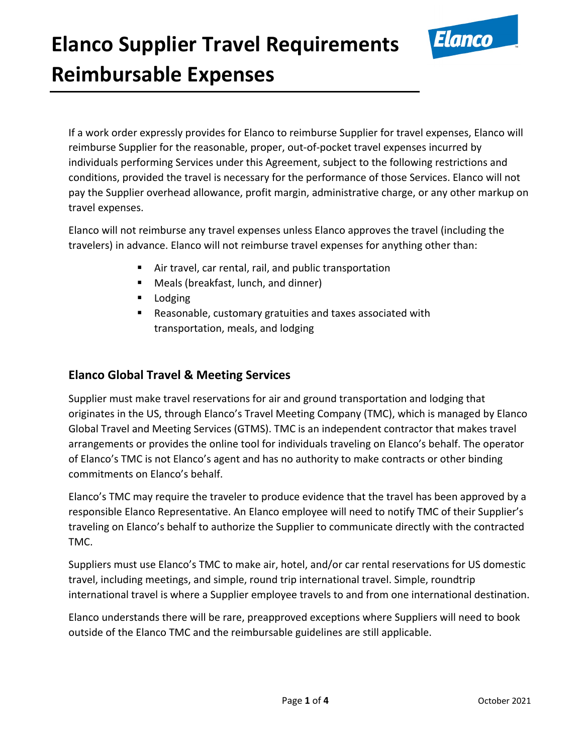# Elanco Supplier Travel Requirements Reimbursable Expenses

If a work order expressly provides for Elanco to reimburse Supplier for travel expenses, Elanco will reimburse Supplier for the reasonable, proper, out-of-pocket travel expenses incurred by individuals performing Services under this Agreement, subject to the following restrictions and conditions, provided the travel is necessary for the performance of those Services. Elanco will not pay the Supplier overhead allowance, profit margin, administrative charge, or any other markup on travel expenses.

Elanco will not reimburse any travel expenses unless Elanco approves the travel (including the travelers) in advance. Elanco will not reimburse travel expenses for anything other than:

- Air travel, car rental, rail, and public transportation
- Meals (breakfast, lunch, and dinner)
- Lodging
- Reasonable, customary gratuities and taxes associated with transportation, meals, and lodging

## Elanco Global Travel & Meeting Services

Supplier must make travel reservations for air and ground transportation and lodging that originates in the US, through Elanco's Travel Meeting Company (TMC), which is managed by Elanco Global Travel and Meeting Services (GTMS). TMC is an independent contractor that makes travel arrangements or provides the online tool for individuals traveling on Elanco's behalf. The operator of Elanco's TMC is not Elanco's agent and has no authority to make contracts or other binding commitments on Elanco's behalf.

Elanco's TMC may require the traveler to produce evidence that the travel has been approved by a responsible Elanco Representative. An Elanco employee will need to notify TMC of their Supplier's traveling on Elanco's behalf to authorize the Supplier to communicate directly with the contracted TMC.

Suppliers must use Elanco's TMC to make air, hotel, and/or car rental reservations for US domestic travel, including meetings, and simple, round trip international travel. Simple, roundtrip international travel is where a Supplier employee travels to and from one international destination.

Elanco understands there will be rare, preapproved exceptions where Suppliers will need to book outside of the Elanco TMC and the reimbursable guidelines are still applicable.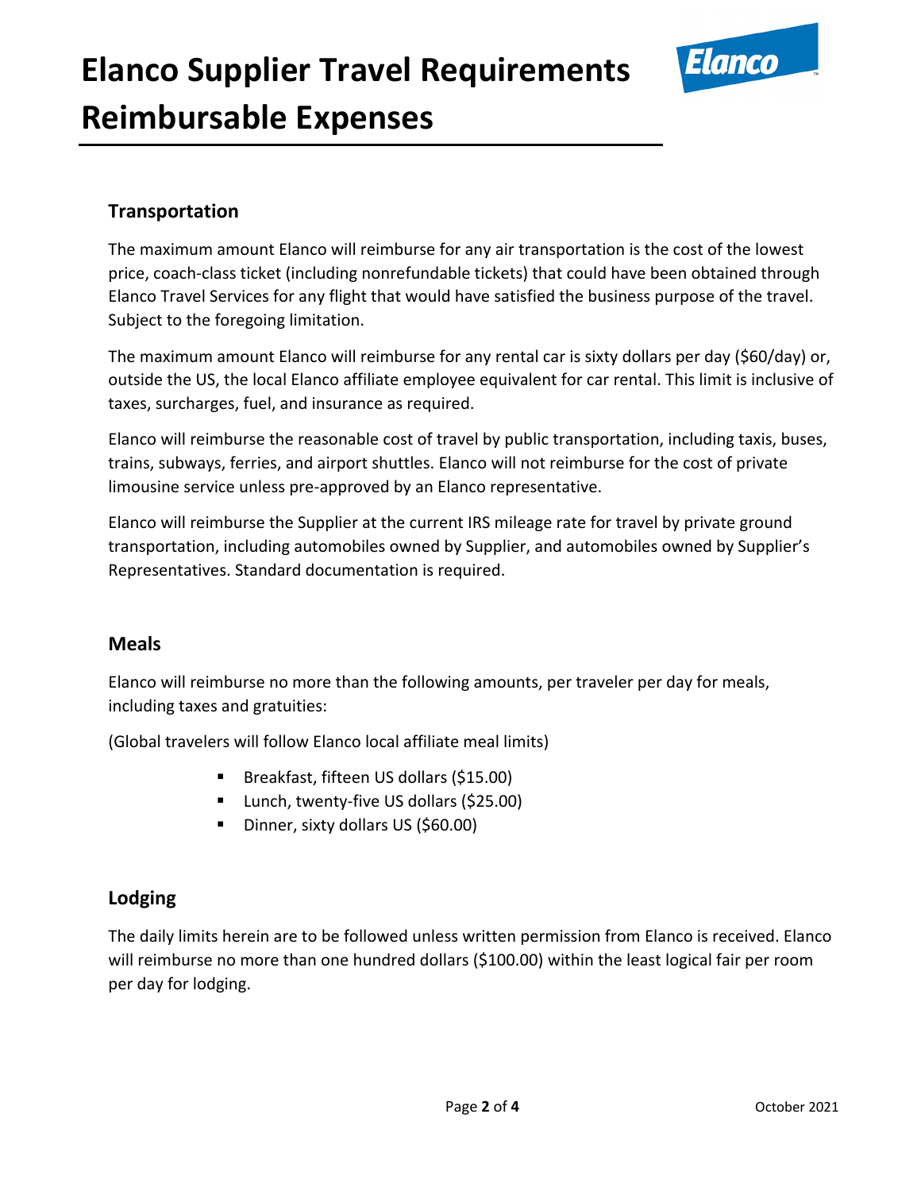# Elanco Supplier Travel Requirements Reimbursable Expenses

## Transportation

The maximum amount Elanco will reimburse for any air transportation is the cost of the lowest price, coach-class ticket (including nonrefundable tickets) that could have been obtained through Elanco Travel Services for any flight that would have satisfied the business purpose of the travel. Subject to the foregoing limitation.

The maximum amount Elanco will reimburse for any rental car is sixty dollars per day ($60/day) or, outside the US, the local Elanco affiliate employee equivalent for car rental. This limit is inclusive of taxes, surcharges, fuel, and insurance as required.

Elanco will reimburse the reasonable cost of travel by public transportation, including taxis, buses, trains, subways, ferries, and airport shuttles. Elanco will not reimburse for the cost of private limousine service unless pre-approved by an Elanco representative.

Elanco will reimburse the Supplier at the current IRS mileage rate for travel by private ground transportation, including automobiles owned by Supplier, and automobiles owned by Supplier's Representatives. Standard documentation is required.

## Meals

Elanco will reimburse no more than the following amounts, per traveler per day for meals, including taxes and gratuities:

(Global travelers will follow Elanco local affiliate meal limits)

- Breakfast, fifteen US dollars ($15.00)
- Lunch, twenty-five US dollars ($25.00)
- Dinner, sixty dollars US ($60.00)

## Lodging

The daily limits herein are to be followed unless written permission from Elanco is received. Elanco will reimburse no more than one hundred dollars ($100.00) within the least logical fair per room per day for lodging.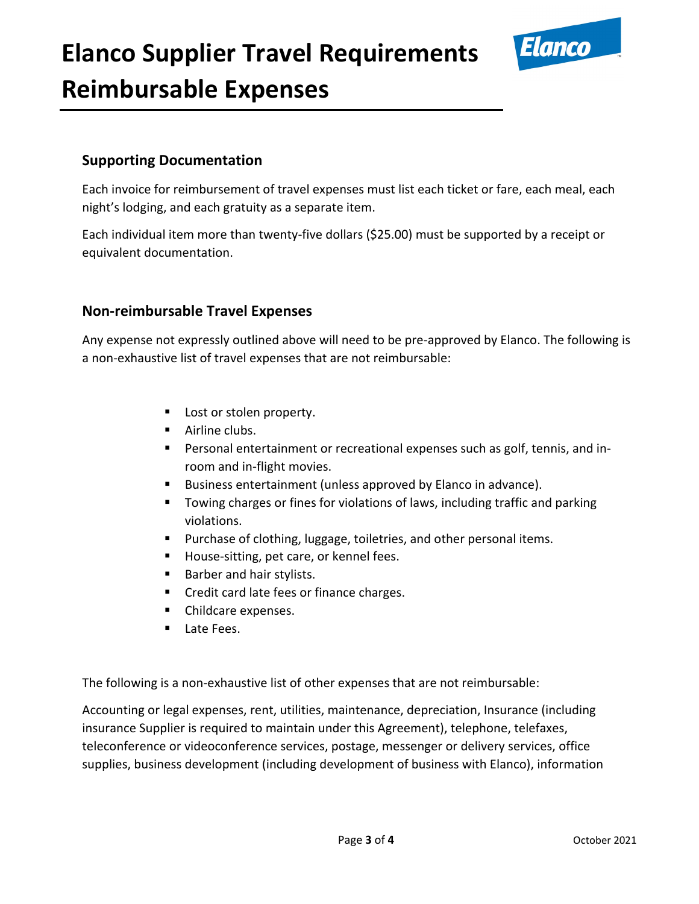# Elanco Supplier Travel Requirements Reimbursable Expenses

## Supporting Documentation

Each invoice for reimbursement of travel expenses must list each ticket or fare, each meal, each night's lodging, and each gratuity as a separate item.

Each individual item more than twenty-five dollars ($25.00) must be supported by a receipt or equivalent documentation.

## Non-reimbursable Travel Expenses

Any expense not expressly outlined above will need to be pre-approved by Elanco. The following is a non-exhaustive list of travel expenses that are not reimbursable:

- Lost or stolen property.
- Airline clubs.
- Personal entertainment or recreational expenses such as golf, tennis, and in-room and in-flight movies.
- Business entertainment (unless approved by Elanco in advance).
- Towing charges or fines for violations of laws, including traffic and parking violations.
- Purchase of clothing, luggage, toiletries, and other personal items.
- House-sitting, pet care, or kennel fees.
- Barber and hair stylists.
- Credit card late fees or finance charges.
- Childcare expenses.
- Late Fees.

The following is a non-exhaustive list of other expenses that are not reimbursable:

Accounting or legal expenses, rent, utilities, maintenance, depreciation, Insurance (including insurance Supplier is required to maintain under this Agreement), telephone, telefaxes, teleconference or videoconference services, postage, messenger or delivery services, office supplies, business development (including development of business with Elanco), information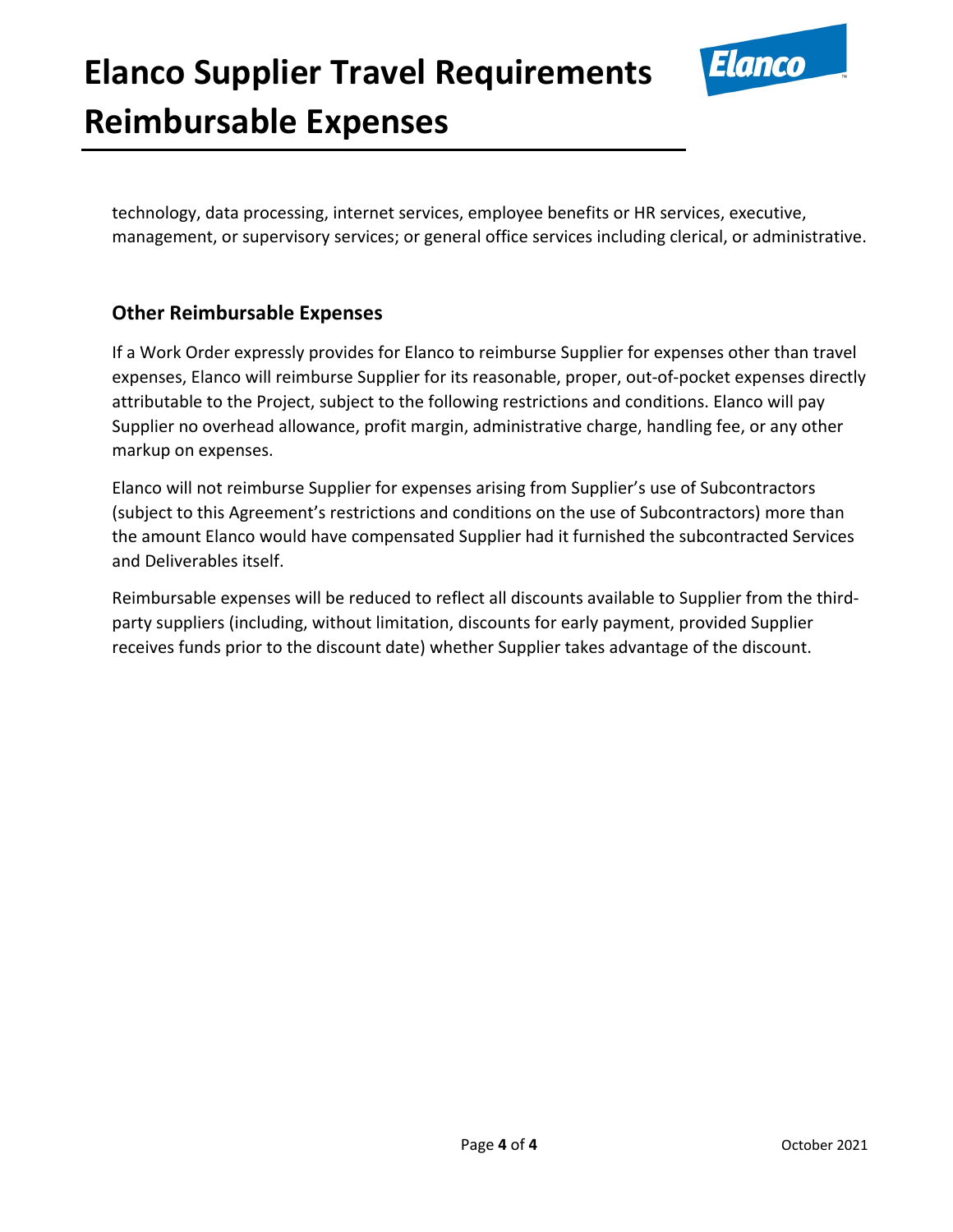technology, data processing, internet services, employee benefits or HR services, executive, management, or supervisory services; or general office services including clerical, or administrative.

### Other Reimbursable Expenses

If a Work Order expressly provides for Elanco to reimburse Supplier for expenses other than travel expenses, Elanco will reimburse Supplier for its reasonable, proper, out-of-pocket expenses directly attributable to the Project, subject to the following restrictions and conditions. Elanco will pay Supplier no overhead allowance, profit margin, administrative charge, handling fee, or any other markup on expenses.

Elanco will not reimburse Supplier for expenses arising from Supplier's use of Subcontractors (subject to this Agreement's restrictions and conditions on the use of Subcontractors) more than the amount Elanco would have compensated Supplier had it furnished the subcontracted Services and Deliverables itself.

Reimbursable expenses will be reduced to reflect all discounts available to Supplier from the third-party suppliers (including, without limitation, discounts for early payment, provided Supplier receives funds prior to the discount date) whether Supplier takes advantage of the discount.